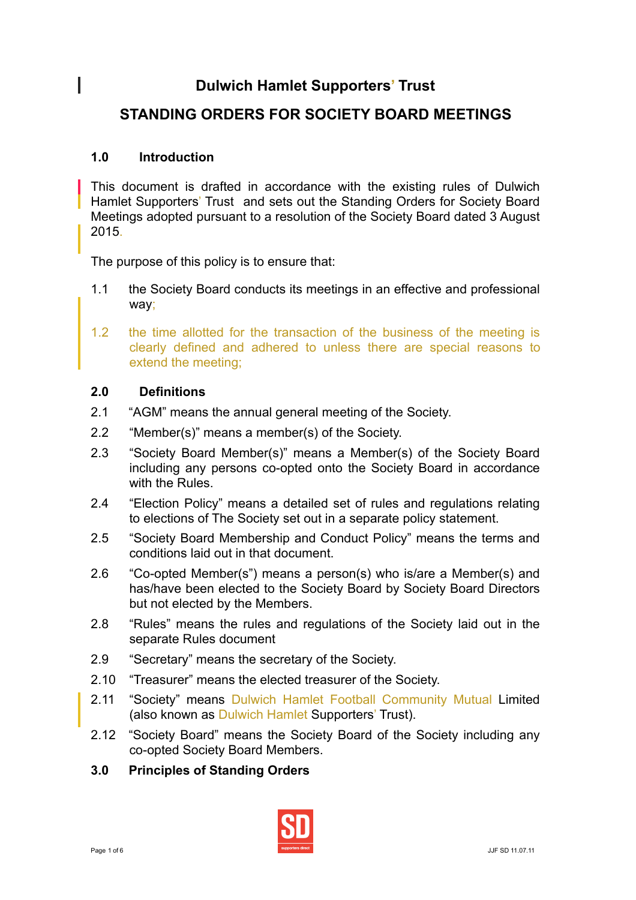# Dulwich Hamlet Supporters' Trust

## STANDING ORDERS FOR SOCIETY BOARD MEETINGS

### 1.0 Introduction

This document is drafted in accordance with the existing rules of Dulwich Hamlet Supporters' Trust and sets out the Standing Orders for Society Board Meetings adopted pursuant to a resolution of the Society Board dated 3 August 2015.

The purpose of this policy is to ensure that:

1.1 the Society Board conducts its meetings in an effective and professional way;

1.2 the time allotted for the transaction of the business of the meeting is clearly defined and adhered to unless there are special reasons to extend the meeting;

### 2.0 Definitions

2.1 "AGM" means the annual general meeting of the Society.

2.2 "Member(s)" means a member(s) of the Society.

2.3 "Society Board Member(s)" means a Member(s) of the Society Board including any persons co-opted onto the Society Board in accordance with the Rules.

2.4 "Election Policy" means a detailed set of rules and regulations relating to elections of The Society set out in a separate policy statement.

2.5 "Society Board Membership and Conduct Policy" means the terms and conditions laid out in that document.

2.6 "Co-opted Member(s") means a person(s) who is/are a Member(s) and has/have been elected to the Society Board by Society Board Directors but not elected by the Members.

2.8 "Rules" means the rules and regulations of the Society laid out in the separate Rules document

2.9 "Secretary" means the secretary of the Society.

2.10 "Treasurer" means the elected treasurer of the Society.

2.11 "Society" means Dulwich Hamlet Football Community Mutual Limited (also known as Dulwich Hamlet Supporters' Trust).

2.12 "Society Board" means the Society Board of the Society including any co-opted Society Board Members.

### 3.0 Principles of Standing Orders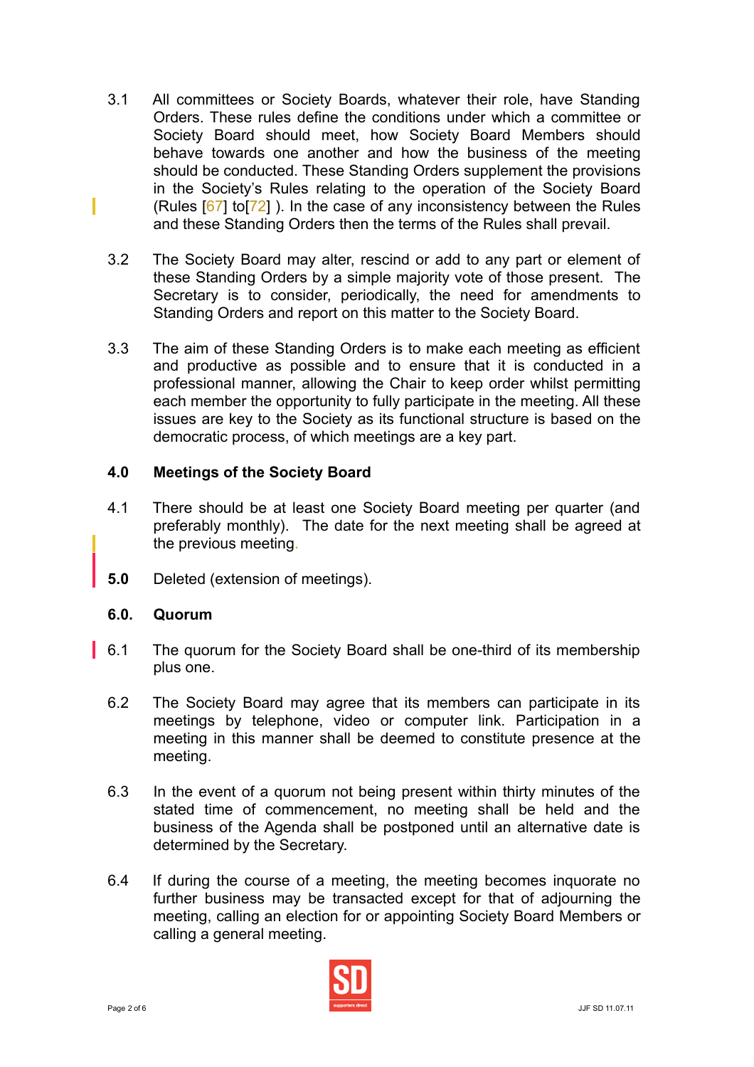3.1 All committees or Society Boards, whatever their role, have Standing Orders. These rules define the conditions under which a committee or Society Board should meet, how Society Board Members should behave towards one another and how the business of the meeting should be conducted. These Standing Orders supplement the provisions in the Society's Rules relating to the operation of the Society Board (Rules [67] to[72] ). In the case of any inconsistency between the Rules and these Standing Orders then the terms of the Rules shall prevail.

3.2 The Society Board may alter, rescind or add to any part or element of these Standing Orders by a simple majority vote of those present. The Secretary is to consider, periodically, the need for amendments to Standing Orders and report on this matter to the Society Board.

3.3 The aim of these Standing Orders is to make each meeting as efficient and productive as possible and to ensure that it is conducted in a professional manner, allowing the Chair to keep order whilst permitting each member the opportunity to fully participate in the meeting. All these issues are key to the Society as its functional structure is based on the democratic process, of which meetings are a key part.

## 4.0 Meetings of the Society Board

4.1 There should be at least one Society Board meeting per quarter (and preferably monthly). The date for the next meeting shall be agreed at the previous meeting.

**5.0** Deleted (extension of meetings).

## 6.0. Quorum

6.1 The quorum for the Society Board shall be one-third of its membership plus one.

6.2 The Society Board may agree that its members can participate in its meetings by telephone, video or computer link. Participation in a meeting in this manner shall be deemed to constitute presence at the meeting.

6.3 In the event of a quorum not being present within thirty minutes of the stated time of commencement, no meeting shall be held and the business of the Agenda shall be postponed until an alternative date is determined by the Secretary.

6.4 If during the course of a meeting, the meeting becomes inquorate no further business may be transacted except for that of adjourning the meeting, calling an election for or appointing Society Board Members or calling a general meeting.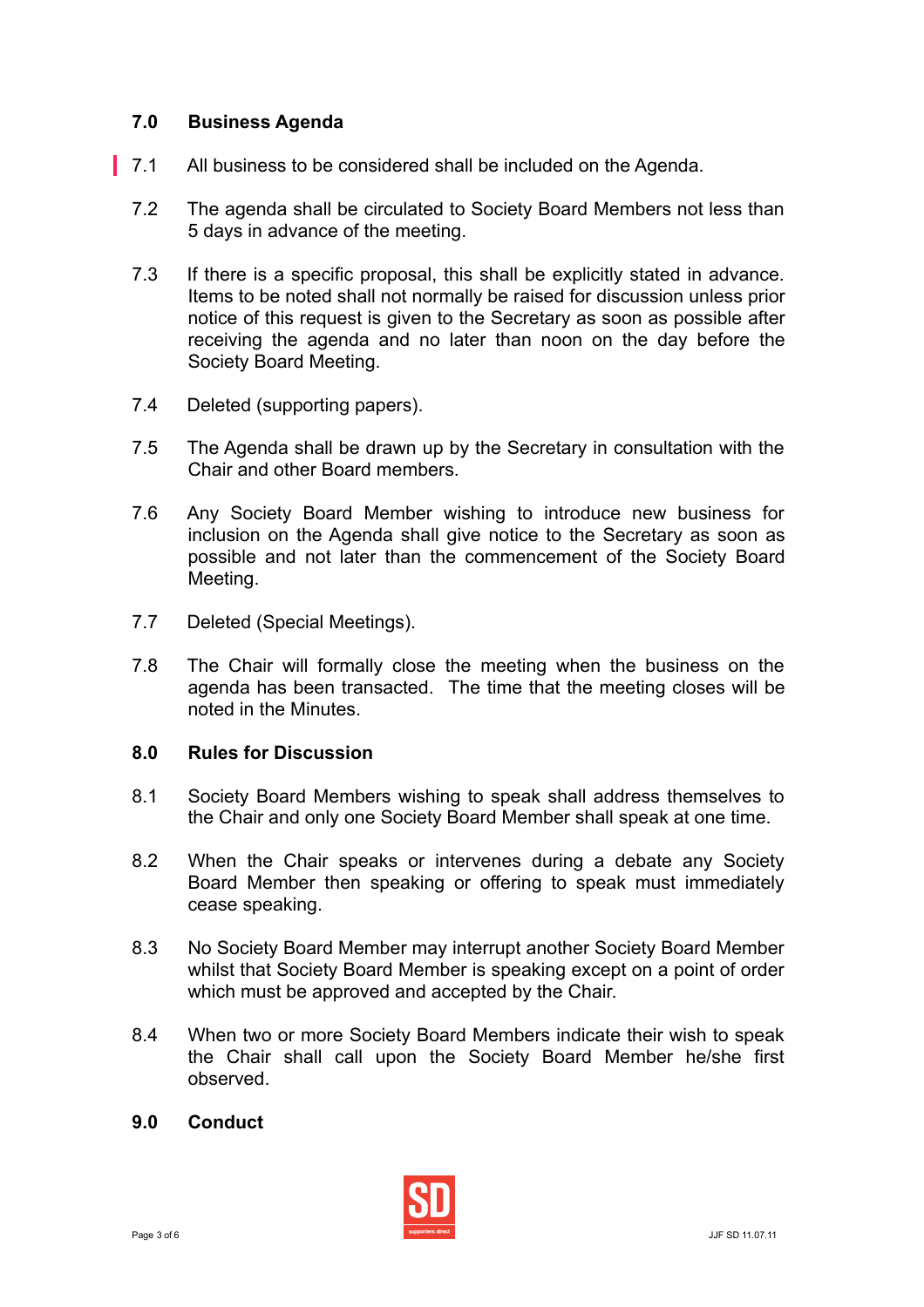## 7.0 Business Agenda

7.1 All business to be considered shall be included on the Agenda.

7.2 The agenda shall be circulated to Society Board Members not less than 5 days in advance of the meeting.

7.3 If there is a specific proposal, this shall be explicitly stated in advance. Items to be noted shall not normally be raised for discussion unless prior notice of this request is given to the Secretary as soon as possible after receiving the agenda and no later than noon on the day before the Society Board Meeting.

7.4 Deleted (supporting papers).

7.5 The Agenda shall be drawn up by the Secretary in consultation with the Chair and other Board members.

7.6 Any Society Board Member wishing to introduce new business for inclusion on the Agenda shall give notice to the Secretary as soon as possible and not later than the commencement of the Society Board Meeting.

7.7 Deleted (Special Meetings).

7.8 The Chair will formally close the meeting when the business on the agenda has been transacted. The time that the meeting closes will be noted in the Minutes.

## 8.0 Rules for Discussion

8.1 Society Board Members wishing to speak shall address themselves to the Chair and only one Society Board Member shall speak at one time.

8.2 When the Chair speaks or intervenes during a debate any Society Board Member then speaking or offering to speak must immediately cease speaking.

8.3 No Society Board Member may interrupt another Society Board Member whilst that Society Board Member is speaking except on a point of order which must be approved and accepted by the Chair.

8.4 When two or more Society Board Members indicate their wish to speak the Chair shall call upon the Society Board Member he/she first observed.

## 9.0 Conduct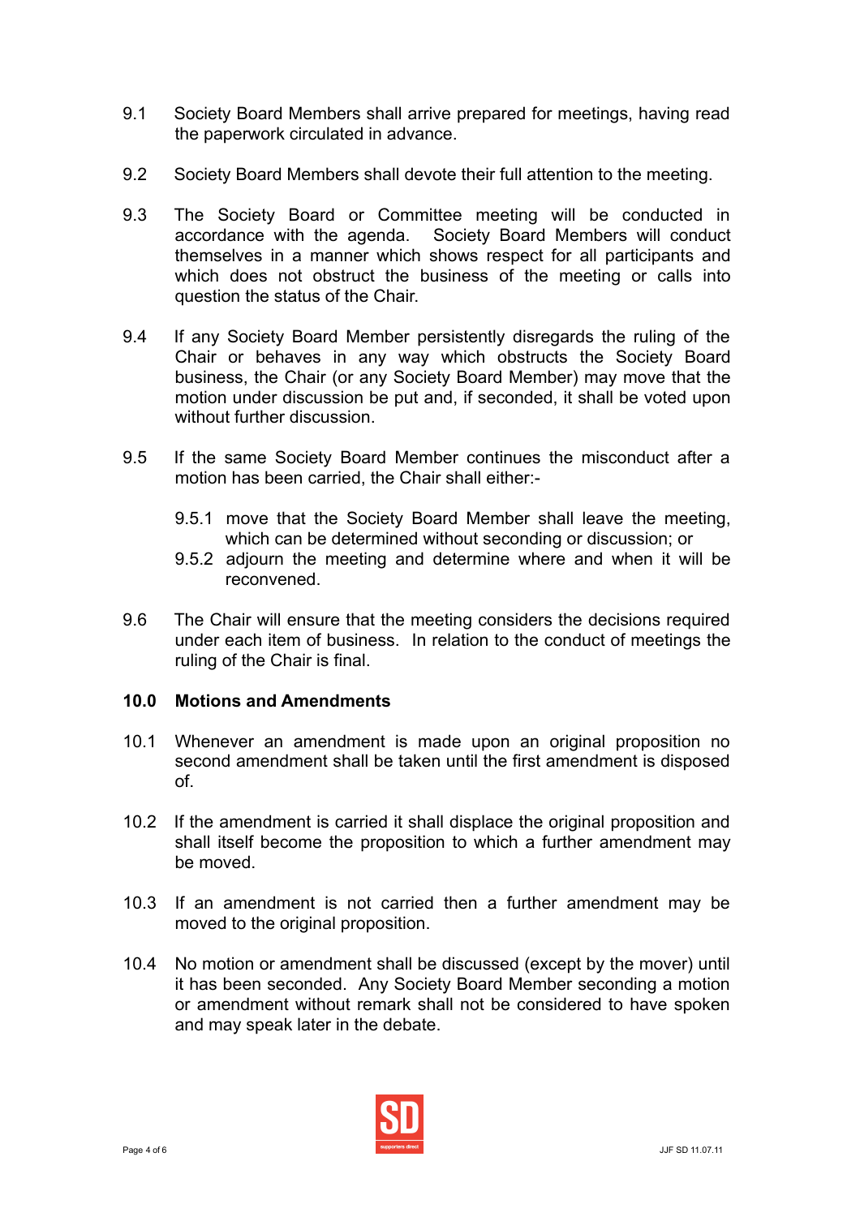9.1 Society Board Members shall arrive prepared for meetings, having read the paperwork circulated in advance.

9.2 Society Board Members shall devote their full attention to the meeting.

9.3 The Society Board or Committee meeting will be conducted in accordance with the agenda. Society Board Members will conduct themselves in a manner which shows respect for all participants and which does not obstruct the business of the meeting or calls into question the status of the Chair.

9.4 If any Society Board Member persistently disregards the ruling of the Chair or behaves in any way which obstructs the Society Board business, the Chair (or any Society Board Member) may move that the motion under discussion be put and, if seconded, it shall be voted upon without further discussion.

9.5 If the same Society Board Member continues the misconduct after a motion has been carried, the Chair shall either:-

- 9.5.1 move that the Society Board Member shall leave the meeting, which can be determined without seconding or discussion; or
- 9.5.2 adjourn the meeting and determine where and when it will be reconvened.

9.6 The Chair will ensure that the meeting considers the decisions required under each item of business. In relation to the conduct of meetings the ruling of the Chair is final.

## 10.0 Motions and Amendments

10.1 Whenever an amendment is made upon an original proposition no second amendment shall be taken until the first amendment is disposed of.

10.2 If the amendment is carried it shall displace the original proposition and shall itself become the proposition to which a further amendment may be moved.

10.3 If an amendment is not carried then a further amendment may be moved to the original proposition.

10.4 No motion or amendment shall be discussed (except by the mover) until it has been seconded. Any Society Board Member seconding a motion or amendment without remark shall not be considered to have spoken and may speak later in the debate.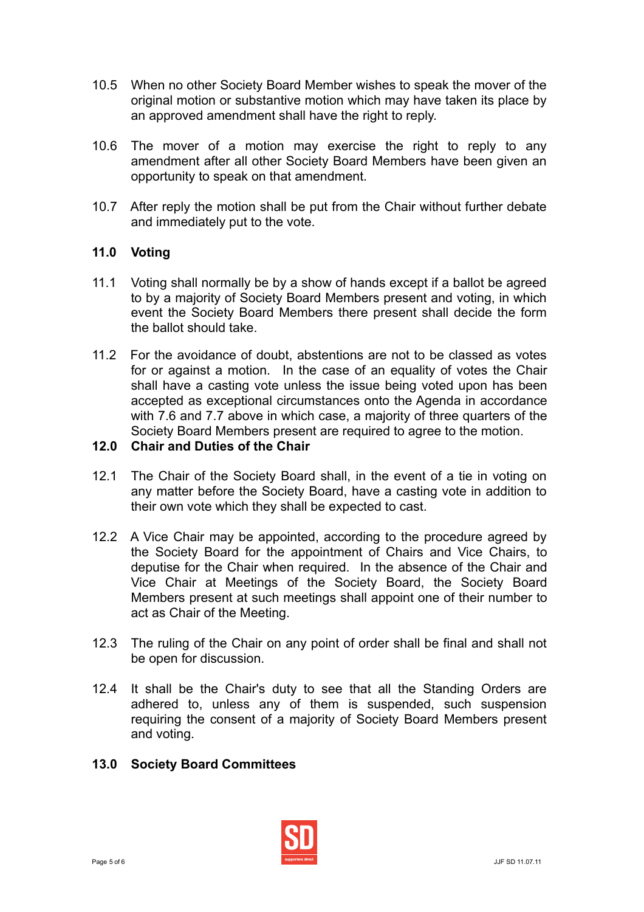10.5 When no other Society Board Member wishes to speak the mover of the original motion or substantive motion which may have taken its place by an approved amendment shall have the right to reply.

10.6 The mover of a motion may exercise the right to reply to any amendment after all other Society Board Members have been given an opportunity to speak on that amendment.

10.7 After reply the motion shall be put from the Chair without further debate and immediately put to the vote.

## 11.0 Voting

11.1 Voting shall normally be by a show of hands except if a ballot be agreed to by a majority of Society Board Members present and voting, in which event the Society Board Members there present shall decide the form the ballot should take.

11.2 For the avoidance of doubt, abstentions are not to be classed as votes for or against a motion. In the case of an equality of votes the Chair shall have a casting vote unless the issue being voted upon has been accepted as exceptional circumstances onto the Agenda in accordance with 7.6 and 7.7 above in which case, a majority of three quarters of the Society Board Members present are required to agree to the motion.

## 12.0 Chair and Duties of the Chair

12.1 The Chair of the Society Board shall, in the event of a tie in voting on any matter before the Society Board, have a casting vote in addition to their own vote which they shall be expected to cast.

12.2 A Vice Chair may be appointed, according to the procedure agreed by the Society Board for the appointment of Chairs and Vice Chairs, to deputise for the Chair when required. In the absence of the Chair and Vice Chair at Meetings of the Society Board, the Society Board Members present at such meetings shall appoint one of their number to act as Chair of the Meeting.

12.3 The ruling of the Chair on any point of order shall be final and shall not be open for discussion.

12.4 It shall be the Chair's duty to see that all the Standing Orders are adhered to, unless any of them is suspended, such suspension requiring the consent of a majority of Society Board Members present and voting.

## 13.0 Society Board Committees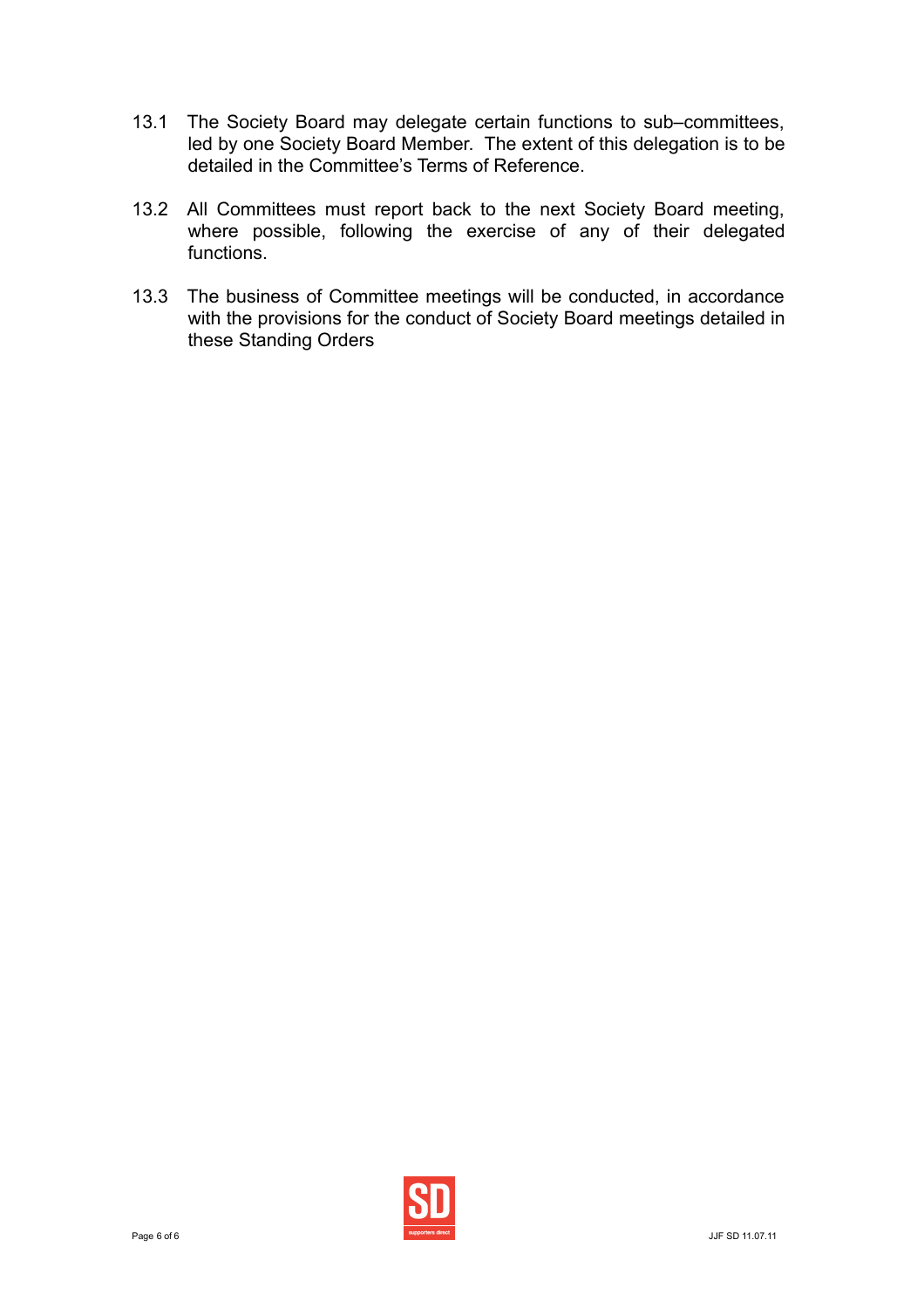13.1 The Society Board may delegate certain functions to sub–committees, led by one Society Board Member. The extent of this delegation is to be detailed in the Committee's Terms of Reference.

13.2 All Committees must report back to the next Society Board meeting, where possible, following the exercise of any of their delegated functions.

13.3 The business of Committee meetings will be conducted, in accordance with the provisions for the conduct of Society Board meetings detailed in these Standing Orders